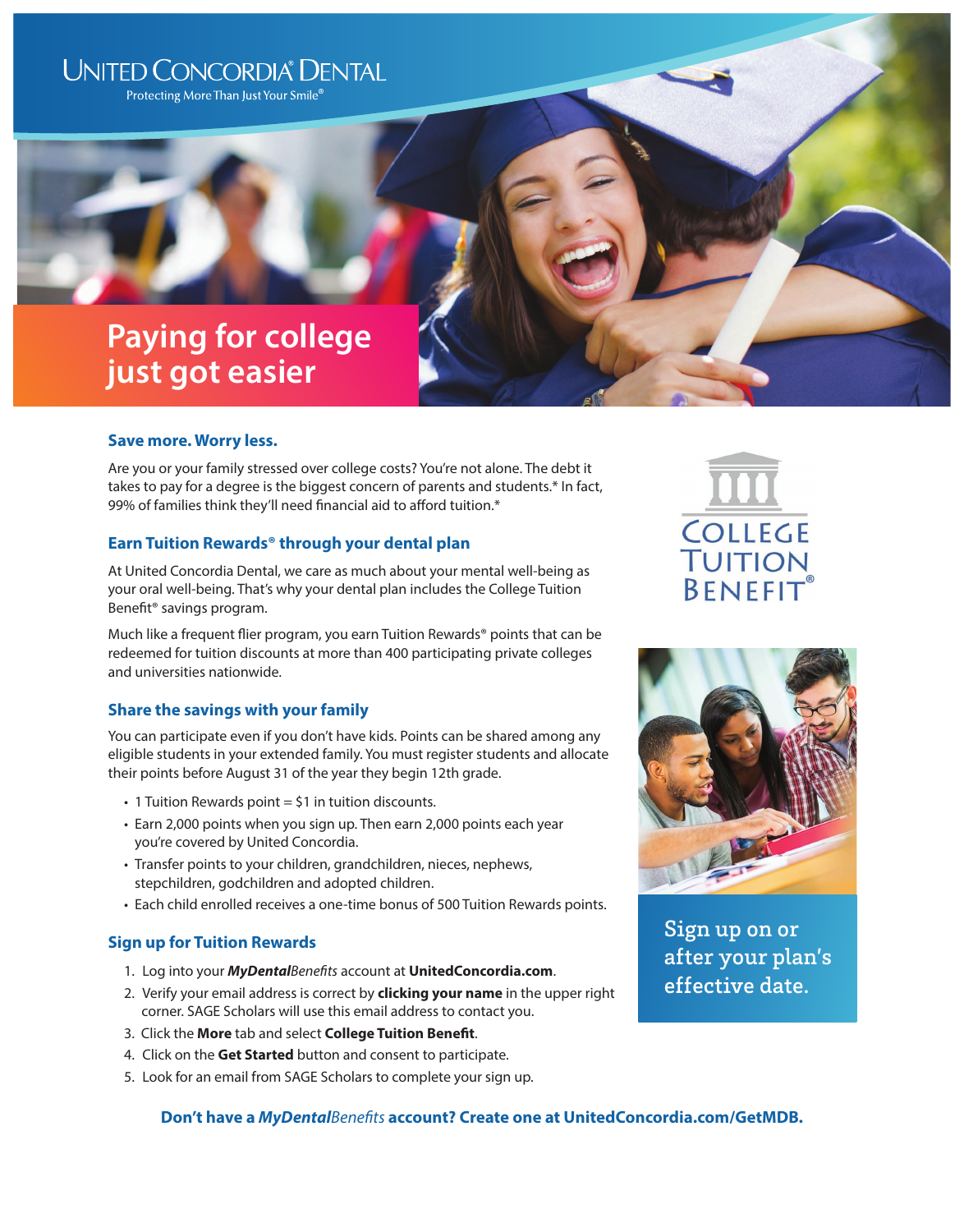United Concordia® Dental

Protecting More Than Just Your Smile®

# Paying for college just got easier

## Save more. Worry less.

Are you or your family stressed over college costs? You're not alone. The debt it takes to pay for a degree is the biggest concern of parents and students.* In fact, 99% of families think they'll need financial aid to afford tuition.*

## Earn Tuition Rewards® through your dental plan

At United Concordia Dental, we care as much about your mental well-being as your oral well-being. That's why your dental plan includes the College Tuition Benefit® savings program.

Much like a frequent flier program, you earn Tuition Rewards® points that can be redeemed for tuition discounts at more than 400 participating private colleges and universities nationwide.

College Tuition Benefit®

## Share the savings with your family

You can participate even if you don't have kids. Points can be shared among any eligible students in your extended family. You must register students and allocate their points before August 31 of the year they begin 12th grade.

- 1 Tuition Rewards point = $1 in tuition discounts.
- Earn 2,000 points when you sign up. Then earn 2,000 points each year you're covered by United Concordia.
- Transfer points to your children, grandchildren, nieces, nephews, stepchildren, godchildren and adopted children.
- Each child enrolled receives a one-time bonus of 500 Tuition Rewards points.

## Sign up for Tuition Rewards

1. Log into your ***MyDental****Benefits* account at **UnitedConcordia.com**.
2. Verify your email address is correct by **clicking your name** in the upper right corner. SAGE Scholars will use this email address to contact you.
3. Click the **More** tab and select **College Tuition Benefit**.
4. Click on the **Get Started** button and consent to participate.
5. Look for an email from SAGE Scholars to complete your sign up.

Sign up on or after your plan's effective date.

**Don't have a *MyDental*Benefits account? Create one at UnitedConcordia.com/GetMDB.**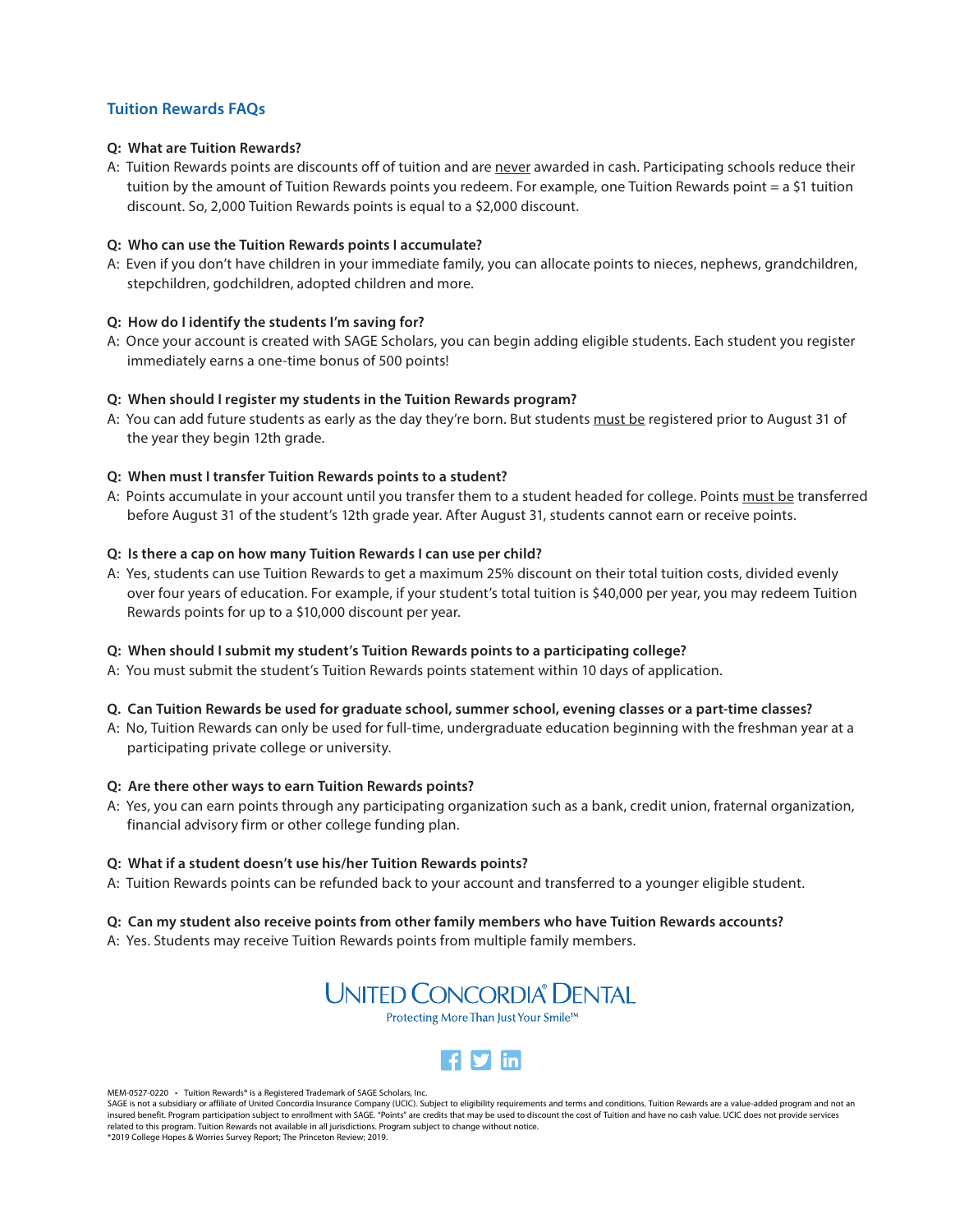## Tuition Rewards FAQs

**Q: What are Tuition Rewards?**

A: Tuition Rewards points are discounts off of tuition and are never awarded in cash. Participating schools reduce their tuition by the amount of Tuition Rewards points you redeem. For example, one Tuition Rewards point = a $1 tuition discount. So, 2,000 Tuition Rewards points is equal to a $2,000 discount.

**Q: Who can use the Tuition Rewards points I accumulate?**

A: Even if you don't have children in your immediate family, you can allocate points to nieces, nephews, grandchildren, stepchildren, godchildren, adopted children and more.

**Q: How do I identify the students I'm saving for?**

A: Once your account is created with SAGE Scholars, you can begin adding eligible students. Each student you register immediately earns a one-time bonus of 500 points!

**Q: When should I register my students in the Tuition Rewards program?**

A: You can add future students as early as the day they're born. But students must be registered prior to August 31 of the year they begin 12th grade.

**Q: When must I transfer Tuition Rewards points to a student?**

A: Points accumulate in your account until you transfer them to a student headed for college. Points must be transferred before August 31 of the student's 12th grade year. After August 31, students cannot earn or receive points.

**Q: Is there a cap on how many Tuition Rewards I can use per child?**

A: Yes, students can use Tuition Rewards to get a maximum 25% discount on their total tuition costs, divided evenly over four years of education. For example, if your student's total tuition is $40,000 per year, you may redeem Tuition Rewards points for up to a $10,000 discount per year.

**Q: When should I submit my student's Tuition Rewards points to a participating college?**

A: You must submit the student's Tuition Rewards points statement within 10 days of application.

**Q. Can Tuition Rewards be used for graduate school, summer school, evening classes or a part-time classes?**

A: No, Tuition Rewards can only be used for full-time, undergraduate education beginning with the freshman year at a participating private college or university.

**Q: Are there other ways to earn Tuition Rewards points?**

A: Yes, you can earn points through any participating organization such as a bank, credit union, fraternal organization, financial advisory firm or other college funding plan.

**Q: What if a student doesn't use his/her Tuition Rewards points?**

A: Tuition Rewards points can be refunded back to your account and transferred to a younger eligible student.

**Q: Can my student also receive points from other family members who have Tuition Rewards accounts?**

A: Yes. Students may receive Tuition Rewards points from multiple family members.

UNITED CONCORDIA® DENTAL

Protecting More Than Just Your Smile™

MEM-0527-0220 • Tuition Rewards® is a Registered Trademark of SAGE Scholars, Inc.
SAGE is not a subsidiary or affiliate of United Concordia Insurance Company (UCIC). Subject to eligibility requirements and terms and conditions. Tuition Rewards are a value-added program and not an insured benefit. Program participation subject to enrollment with SAGE. "Points" are credits that may be used to discount the cost of Tuition and have no cash value. UCIC does not provide services related to this program. Tuition Rewards not available in all jurisdictions. Program subject to change without notice.
*2019 College Hopes & Worries Survey Report; The Princeton Review; 2019.